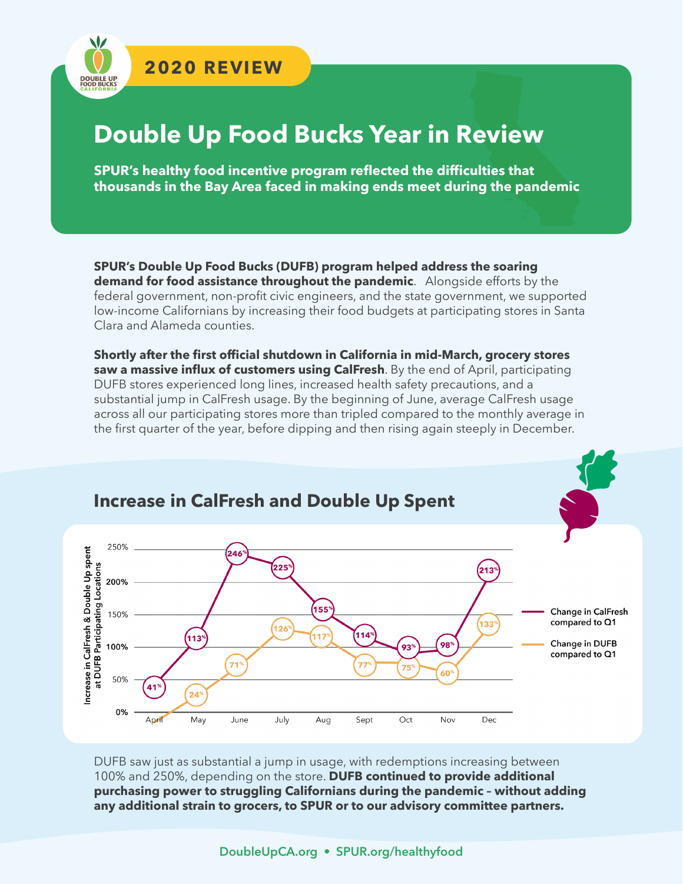2020 REVIEW

# Double Up Food Bucks Year in Review

**SPUR's healthy food incentive program reflected the difficulties that thousands in the Bay Area faced in making ends meet during the pandemic**

**SPUR's Double Up Food Bucks (DUFB) program helped address the soaring demand for food assistance throughout the pandemic**. Alongside efforts by the federal government, non-profit civic engineers, and the state government, we supported low-income Californians by increasing their food budgets at participating stores in Santa Clara and Alameda counties.

**Shortly after the first official shutdown in California in mid-March, grocery stores saw a massive influx of customers using CalFresh**. By the end of April, participating DUFB stores experienced long lines, increased health safety precautions, and a substantial jump in CalFresh usage. By the beginning of June, average CalFresh usage across all our participating stores more than tripled compared to the monthly average in the first quarter of the year, before dipping and then rising again steeply in December.

## Increase in CalFresh and Double Up Spent

Increase in CalFresh & Double Up spent at DUFB Participating Locations

| Month | Change in CalFresh compared to Q1 | Change in DUFB compared to Q1 |
|---|---|---|
| April | 41% | |
| May | 113% | 24% |
| June | 246% | 71% |
| July | 225% | 126% |
| Aug | 155% | 117% |
| Sept | 114% | 77% |
| Oct | 93% | 75% |
| Nov | 98% | 60% |
| Dec | 213% | 133% |

DUFB saw just as substantial a jump in usage, with redemptions increasing between 100% and 250%, depending on the store. **DUFB continued to provide additional purchasing power to struggling Californians during the pandemic – without adding any additional strain to grocers, to SPUR or to our advisory committee partners.**

DoubleUpCA.org • SPUR.org/healthyfood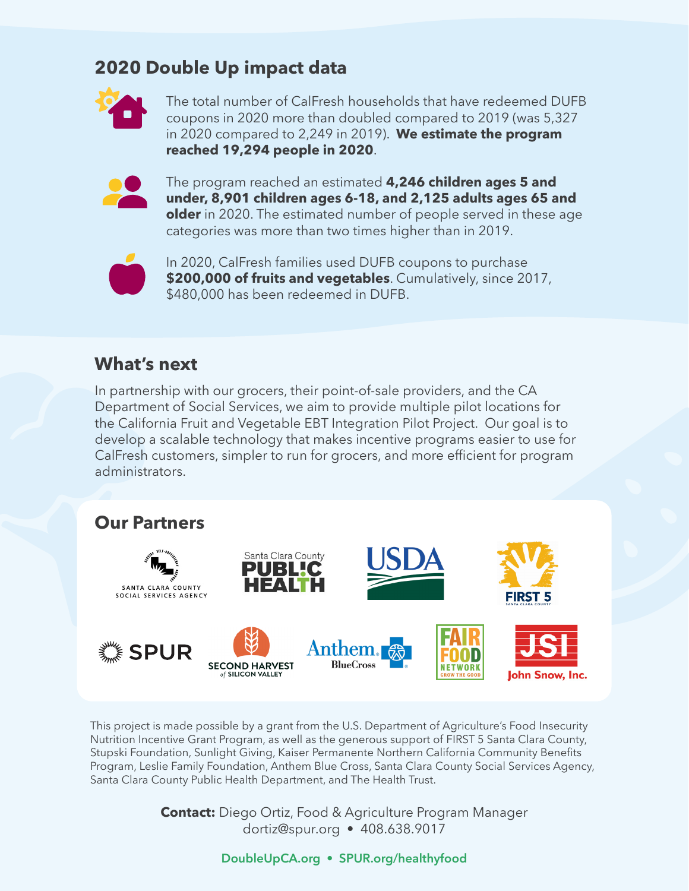## 2020 Double Up impact data

The total number of CalFresh households that have redeemed DUFB coupons in 2020 more than doubled compared to 2019 (was 5,327 in 2020 compared to 2,249 in 2019). **We estimate the program reached 19,294 people in 2020**.

The program reached an estimated **4,246 children ages 5 and under, 8,901 children ages 6-18, and 2,125 adults ages 65 and older** in 2020. The estimated number of people served in these age categories was more than two times higher than in 2019.

In 2020, CalFresh families used DUFB coupons to purchase **$200,000 of fruits and vegetables**. Cumulatively, since 2017, $480,000 has been redeemed in DUFB.

## What's next

In partnership with our grocers, their point-of-sale providers, and the CA Department of Social Services, we aim to provide multiple pilot locations for the California Fruit and Vegetable EBT Integration Pilot Project. Our goal is to develop a scalable technology that makes incentive programs easier to use for CalFresh customers, simpler to run for grocers, and more efficient for program administrators.

## Our Partners

Santa Clara County Social Services Agency • Santa Clara County Public Health • USDA • First 5 Santa Clara County • SPUR • Second Harvest of Silicon Valley • Anthem BlueCross • Fair Food Network • John Snow, Inc.

This project is made possible by a grant from the U.S. Department of Agriculture's Food Insecurity Nutrition Incentive Grant Program, as well as the generous support of FIRST 5 Santa Clara County, Stupski Foundation, Sunlight Giving, Kaiser Permanente Northern California Community Benefits Program, Leslie Family Foundation, Anthem Blue Cross, Santa Clara County Social Services Agency, Santa Clara County Public Health Department, and The Health Trust.

**Contact:** Diego Ortiz, Food & Agriculture Program Manager
dortiz@spur.org • 408.638.9017

DoubleUpCA.org • SPUR.org/healthyfood